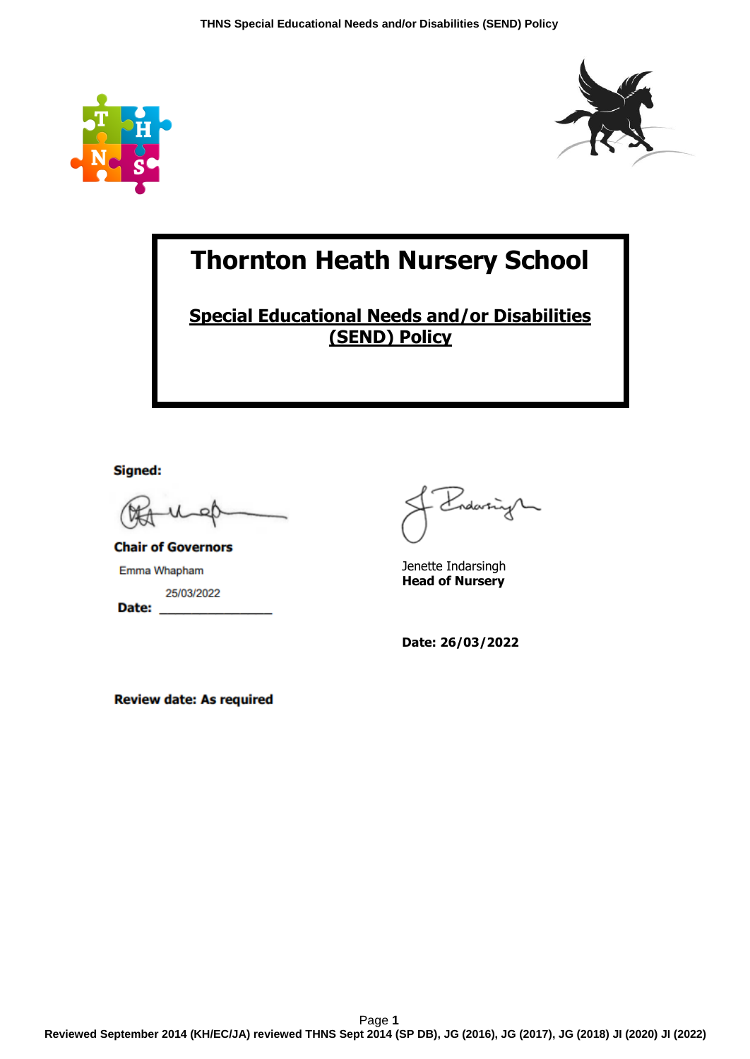# Thornton Heath Nursery School

## Special Educational Needs and/or Disabilities (SEND) Policy

**Signed:**

**Chair of Governors**

Emma Whapham

**Date:** 25/03/2022

Jenette Indarsingh
**Head of Nursery**

**Date: 26/03/2022**

**Review date: As required**

**Reviewed September 2014 (KH/EC/JA) reviewed THNS Sept 2014 (SP DB), JG (2016), JG (2017), JG (2018) JI (2020) JI (2022)**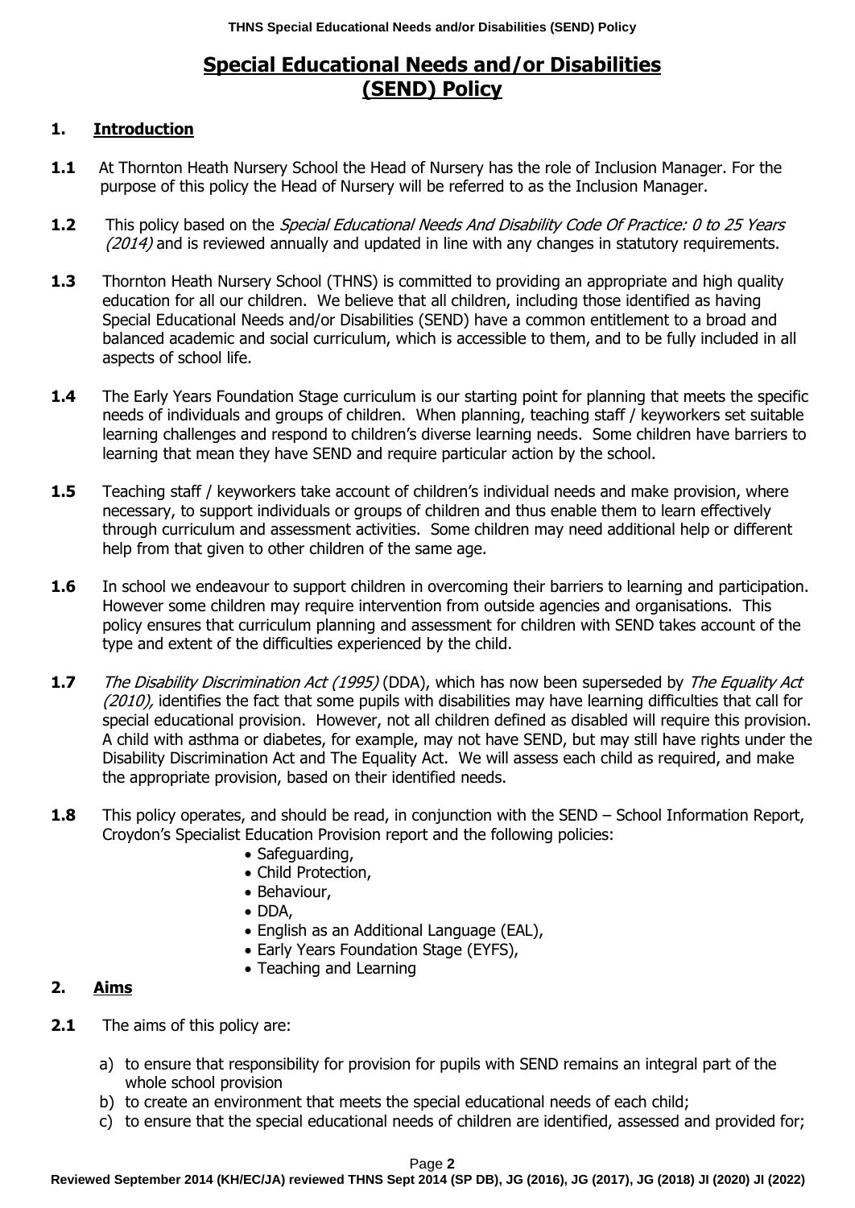# Special Educational Needs and/or Disabilities (SEND) Policy

## 1. Introduction

**1.1** At Thornton Heath Nursery School the Head of Nursery has the role of Inclusion Manager. For the purpose of this policy the Head of Nursery will be referred to as the Inclusion Manager.

**1.2** This policy based on the *Special Educational Needs And Disability Code Of Practice: 0 to 25 Years (2014)* and is reviewed annually and updated in line with any changes in statutory requirements.

**1.3** Thornton Heath Nursery School (THNS) is committed to providing an appropriate and high quality education for all our children. We believe that all children, including those identified as having Special Educational Needs and/or Disabilities (SEND) have a common entitlement to a broad and balanced academic and social curriculum, which is accessible to them, and to be fully included in all aspects of school life.

**1.4** The Early Years Foundation Stage curriculum is our starting point for planning that meets the specific needs of individuals and groups of children. When planning, teaching staff / keyworkers set suitable learning challenges and respond to children's diverse learning needs. Some children have barriers to learning that mean they have SEND and require particular action by the school.

**1.5** Teaching staff / keyworkers take account of children's individual needs and make provision, where necessary, to support individuals or groups of children and thus enable them to learn effectively through curriculum and assessment activities. Some children may need additional help or different help from that given to other children of the same age.

**1.6** In school we endeavour to support children in overcoming their barriers to learning and participation. However some children may require intervention from outside agencies and organisations. This policy ensures that curriculum planning and assessment for children with SEND takes account of the type and extent of the difficulties experienced by the child.

**1.7** *The Disability Discrimination Act (1995)* (DDA), which has now been superseded by *The Equality Act (2010),* identifies the fact that some pupils with disabilities may have learning difficulties that call for special educational provision. However, not all children defined as disabled will require this provision. A child with asthma or diabetes, for example, may not have SEND, but may still have rights under the Disability Discrimination Act and The Equality Act. We will assess each child as required, and make the appropriate provision, based on their identified needs.

**1.8** This policy operates, and should be read, in conjunction with the SEND – School Information Report, Croydon's Specialist Education Provision report and the following policies:

- Safeguarding,
- Child Protection,
- Behaviour,
- DDA,
- English as an Additional Language (EAL),
- Early Years Foundation Stage (EYFS),
- Teaching and Learning

## 2. Aims

**2.1** The aims of this policy are:

a) to ensure that responsibility for provision for pupils with SEND remains an integral part of the whole school provision
b) to create an environment that meets the special educational needs of each child;
c) to ensure that the special educational needs of children are identified, assessed and provided for;

Reviewed September 2014 (KH/EC/JA) reviewed THNS Sept 2014 (SP DB), JG (2016), JG (2017), JG (2018) JI (2020) JI (2022)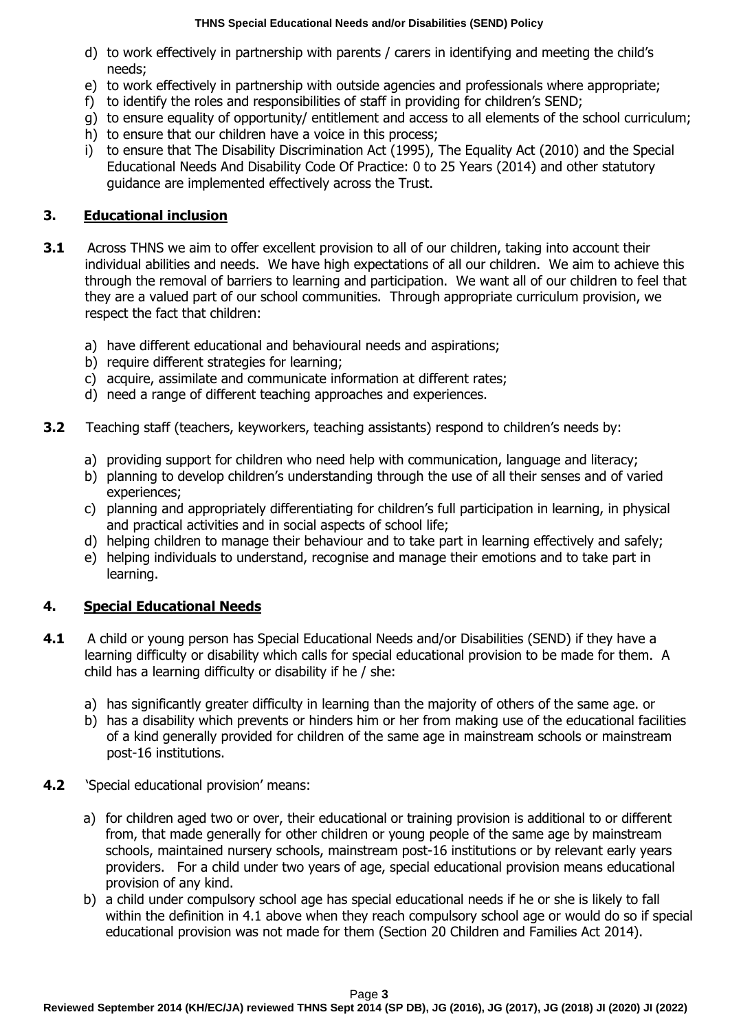d) to work effectively in partnership with parents / carers in identifying and meeting the child's needs;
e) to work effectively in partnership with outside agencies and professionals where appropriate;
f) to identify the roles and responsibilities of staff in providing for children's SEND;
g) to ensure equality of opportunity/ entitlement and access to all elements of the school curriculum;
h) to ensure that our children have a voice in this process;
i) to ensure that The Disability Discrimination Act (1995), The Equality Act (2010) and the Special Educational Needs And Disability Code Of Practice: 0 to 25 Years (2014) and other statutory guidance are implemented effectively across the Trust.

## 3. Educational inclusion

**3.1** Across THNS we aim to offer excellent provision to all of our children, taking into account their individual abilities and needs. We have high expectations of all our children. We aim to achieve this through the removal of barriers to learning and participation. We want all of our children to feel that they are a valued part of our school communities. Through appropriate curriculum provision, we respect the fact that children:

a) have different educational and behavioural needs and aspirations;
b) require different strategies for learning;
c) acquire, assimilate and communicate information at different rates;
d) need a range of different teaching approaches and experiences.

**3.2** Teaching staff (teachers, keyworkers, teaching assistants) respond to children's needs by:

a) providing support for children who need help with communication, language and literacy;
b) planning to develop children's understanding through the use of all their senses and of varied experiences;
c) planning and appropriately differentiating for children's full participation in learning, in physical and practical activities and in social aspects of school life;
d) helping children to manage their behaviour and to take part in learning effectively and safely;
e) helping individuals to understand, recognise and manage their emotions and to take part in learning.

## 4. Special Educational Needs

**4.1** A child or young person has Special Educational Needs and/or Disabilities (SEND) if they have a learning difficulty or disability which calls for special educational provision to be made for them. A child has a learning difficulty or disability if he / she:

a) has significantly greater difficulty in learning than the majority of others of the same age. or
b) has a disability which prevents or hinders him or her from making use of the educational facilities of a kind generally provided for children of the same age in mainstream schools or mainstream post-16 institutions.

**4.2** 'Special educational provision' means:

a) for children aged two or over, their educational or training provision is additional to or different from, that made generally for other children or young people of the same age by mainstream schools, maintained nursery schools, mainstream post-16 institutions or by relevant early years providers. For a child under two years of age, special educational provision means educational provision of any kind.
b) a child under compulsory school age has special educational needs if he or she is likely to fall within the definition in 4.1 above when they reach compulsory school age or would do so if special educational provision was not made for them (Section 20 Children and Families Act 2014).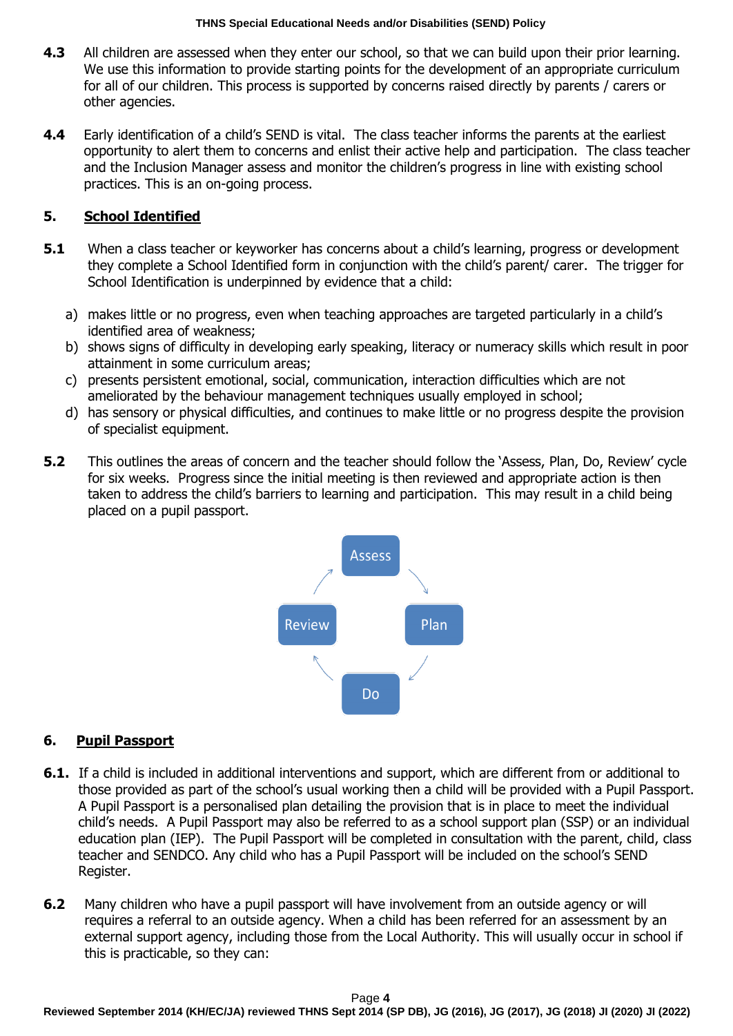**4.3** All children are assessed when they enter our school, so that we can build upon their prior learning. We use this information to provide starting points for the development of an appropriate curriculum for all of our children. This process is supported by concerns raised directly by parents / carers or other agencies.

**4.4** Early identification of a child's SEND is vital. The class teacher informs the parents at the earliest opportunity to alert them to concerns and enlist their active help and participation. The class teacher and the Inclusion Manager assess and monitor the children's progress in line with existing school practices. This is an on-going process.

## 5. School Identified

**5.1** When a class teacher or keyworker has concerns about a child's learning, progress or development they complete a School Identified form in conjunction with the child's parent/ carer. The trigger for School Identification is underpinned by evidence that a child:

a) makes little or no progress, even when teaching approaches are targeted particularly in a child's identified area of weakness;
b) shows signs of difficulty in developing early speaking, literacy or numeracy skills which result in poor attainment in some curriculum areas;
c) presents persistent emotional, social, communication, interaction difficulties which are not ameliorated by the behaviour management techniques usually employed in school;
d) has sensory or physical difficulties, and continues to make little or no progress despite the provision of specialist equipment.

**5.2** This outlines the areas of concern and the teacher should follow the 'Assess, Plan, Do, Review' cycle for six weeks. Progress since the initial meeting is then reviewed and appropriate action is then taken to address the child's barriers to learning and participation. This may result in a child being placed on a pupil passport.

Assess → Plan → Do → Review

## 6. Pupil Passport

**6.1.** If a child is included in additional interventions and support, which are different from or additional to those provided as part of the school's usual working then a child will be provided with a Pupil Passport. A Pupil Passport is a personalised plan detailing the provision that is in place to meet the individual child's needs. A Pupil Passport may also be referred to as a school support plan (SSP) or an individual education plan (IEP). The Pupil Passport will be completed in consultation with the parent, child, class teacher and SENDCO. Any child who has a Pupil Passport will be included on the school's SEND Register.

**6.2** Many children who have a pupil passport will have involvement from an outside agency or will requires a referral to an outside agency. When a child has been referred for an assessment by an external support agency, including those from the Local Authority. This will usually occur in school if this is practicable, so they can: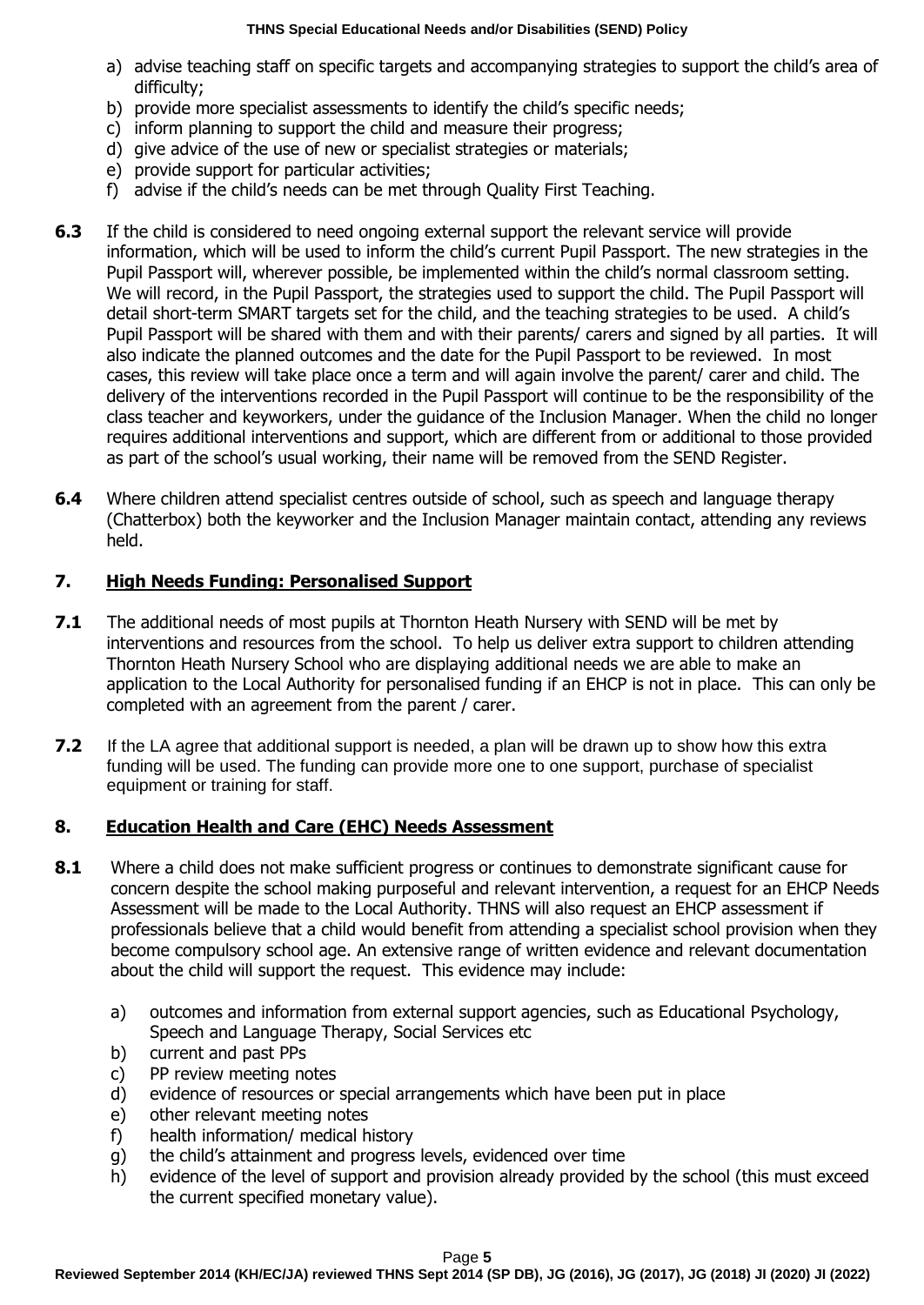a) advise teaching staff on specific targets and accompanying strategies to support the child's area of difficulty;
b) provide more specialist assessments to identify the child's specific needs;
c) inform planning to support the child and measure their progress;
d) give advice of the use of new or specialist strategies or materials;
e) provide support for particular activities;
f) advise if the child's needs can be met through Quality First Teaching.

**6.3** If the child is considered to need ongoing external support the relevant service will provide information, which will be used to inform the child's current Pupil Passport. The new strategies in the Pupil Passport will, wherever possible, be implemented within the child's normal classroom setting. We will record, in the Pupil Passport, the strategies used to support the child. The Pupil Passport will detail short-term SMART targets set for the child, and the teaching strategies to be used. A child's Pupil Passport will be shared with them and with their parents/ carers and signed by all parties. It will also indicate the planned outcomes and the date for the Pupil Passport to be reviewed. In most cases, this review will take place once a term and will again involve the parent/ carer and child. The delivery of the interventions recorded in the Pupil Passport will continue to be the responsibility of the class teacher and keyworkers, under the guidance of the Inclusion Manager. When the child no longer requires additional interventions and support, which are different from or additional to those provided as part of the school's usual working, their name will be removed from the SEND Register.

**6.4** Where children attend specialist centres outside of school, such as speech and language therapy (Chatterbox) both the keyworker and the Inclusion Manager maintain contact, attending any reviews held.

## 7. High Needs Funding: Personalised Support

**7.1** The additional needs of most pupils at Thornton Heath Nursery with SEND will be met by interventions and resources from the school. To help us deliver extra support to children attending Thornton Heath Nursery School who are displaying additional needs we are able to make an application to the Local Authority for personalised funding if an EHCP is not in place. This can only be completed with an agreement from the parent / carer.

**7.2** If the LA agree that additional support is needed, a plan will be drawn up to show how this extra funding will be used. The funding can provide more one to one support, purchase of specialist equipment or training for staff.

## 8. Education Health and Care (EHC) Needs Assessment

**8.1** Where a child does not make sufficient progress or continues to demonstrate significant cause for concern despite the school making purposeful and relevant intervention, a request for an EHCP Needs Assessment will be made to the Local Authority. THNS will also request an EHCP assessment if professionals believe that a child would benefit from attending a specialist school provision when they become compulsory school age. An extensive range of written evidence and relevant documentation about the child will support the request. This evidence may include:

a) outcomes and information from external support agencies, such as Educational Psychology, Speech and Language Therapy, Social Services etc
b) current and past PPs
c) PP review meeting notes
d) evidence of resources or special arrangements which have been put in place
e) other relevant meeting notes
f) health information/ medical history
g) the child's attainment and progress levels, evidenced over time
h) evidence of the level of support and provision already provided by the school (this must exceed the current specified monetary value).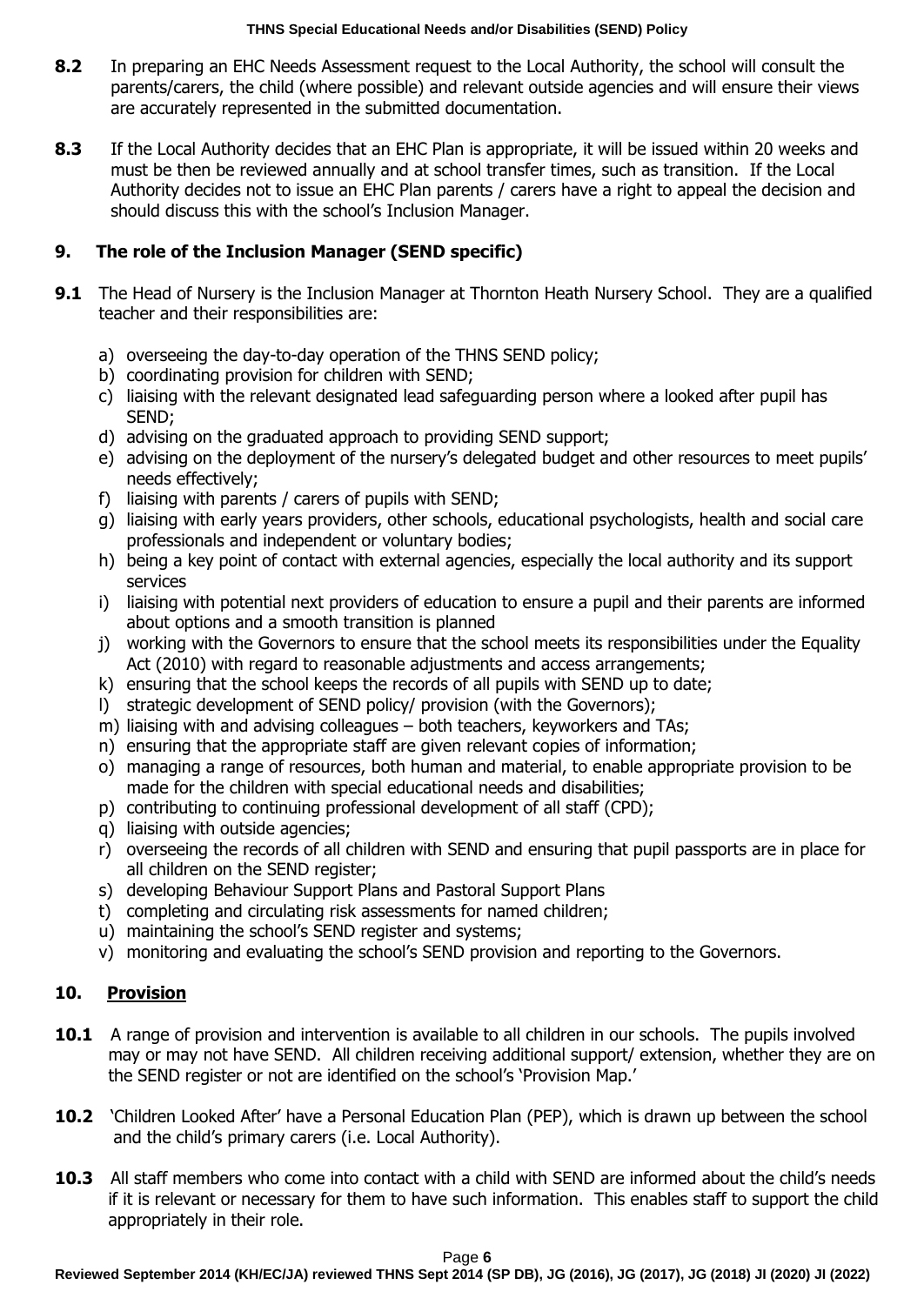**8.2** In preparing an EHC Needs Assessment request to the Local Authority, the school will consult the parents/carers, the child (where possible) and relevant outside agencies and will ensure their views are accurately represented in the submitted documentation.

**8.3** If the Local Authority decides that an EHC Plan is appropriate, it will be issued within 20 weeks and must be then be reviewed annually and at school transfer times, such as transition. If the Local Authority decides not to issue an EHC Plan parents / carers have a right to appeal the decision and should discuss this with the school's Inclusion Manager.

## 9. The role of the Inclusion Manager (SEND specific)

**9.1** The Head of Nursery is the Inclusion Manager at Thornton Heath Nursery School. They are a qualified teacher and their responsibilities are:

a) overseeing the day-to-day operation of the THNS SEND policy;
b) coordinating provision for children with SEND;
c) liaising with the relevant designated lead safeguarding person where a looked after pupil has SEND;
d) advising on the graduated approach to providing SEND support;
e) advising on the deployment of the nursery's delegated budget and other resources to meet pupils' needs effectively;
f) liaising with parents / carers of pupils with SEND;
g) liaising with early years providers, other schools, educational psychologists, health and social care professionals and independent or voluntary bodies;
h) being a key point of contact with external agencies, especially the local authority and its support services
i) liaising with potential next providers of education to ensure a pupil and their parents are informed about options and a smooth transition is planned
j) working with the Governors to ensure that the school meets its responsibilities under the Equality Act (2010) with regard to reasonable adjustments and access arrangements;
k) ensuring that the school keeps the records of all pupils with SEND up to date;
l) strategic development of SEND policy/ provision (with the Governors);
m) liaising with and advising colleagues – both teachers, keyworkers and TAs;
n) ensuring that the appropriate staff are given relevant copies of information;
o) managing a range of resources, both human and material, to enable appropriate provision to be made for the children with special educational needs and disabilities;
p) contributing to continuing professional development of all staff (CPD);
q) liaising with outside agencies;
r) overseeing the records of all children with SEND and ensuring that pupil passports are in place for all children on the SEND register;
s) developing Behaviour Support Plans and Pastoral Support Plans
t) completing and circulating risk assessments for named children;
u) maintaining the school's SEND register and systems;
v) monitoring and evaluating the school's SEND provision and reporting to the Governors.

## 10. Provision

**10.1** A range of provision and intervention is available to all children in our schools. The pupils involved may or may not have SEND. All children receiving additional support/ extension, whether they are on the SEND register or not are identified on the school's 'Provision Map.'

**10.2** 'Children Looked After' have a Personal Education Plan (PEP), which is drawn up between the school and the child's primary carers (i.e. Local Authority).

**10.3** All staff members who come into contact with a child with SEND are informed about the child's needs if it is relevant or necessary for them to have such information. This enables staff to support the child appropriately in their role.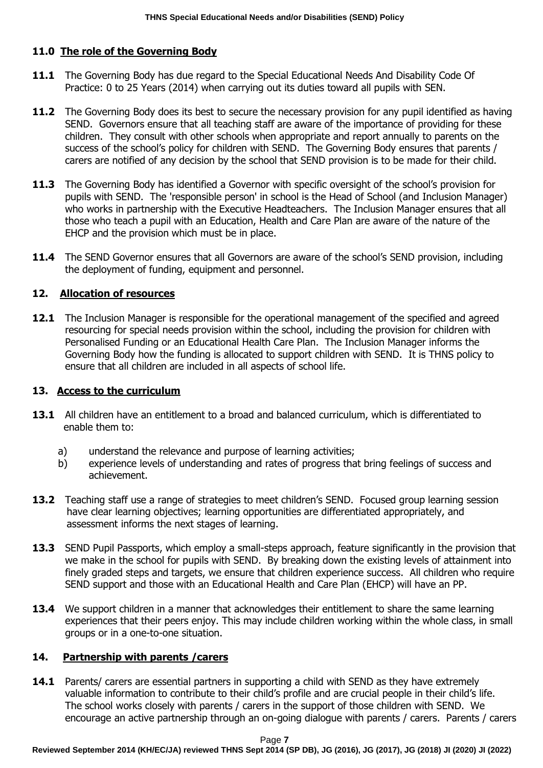## 11.0 The role of the Governing Body

**11.1** The Governing Body has due regard to the Special Educational Needs And Disability Code Of Practice: 0 to 25 Years (2014) when carrying out its duties toward all pupils with SEN.

**11.2** The Governing Body does its best to secure the necessary provision for any pupil identified as having SEND. Governors ensure that all teaching staff are aware of the importance of providing for these children. They consult with other schools when appropriate and report annually to parents on the success of the school's policy for children with SEND. The Governing Body ensures that parents / carers are notified of any decision by the school that SEND provision is to be made for their child.

**11.3** The Governing Body has identified a Governor with specific oversight of the school's provision for pupils with SEND. The 'responsible person' in school is the Head of School (and Inclusion Manager) who works in partnership with the Executive Headteachers. The Inclusion Manager ensures that all those who teach a pupil with an Education, Health and Care Plan are aware of the nature of the EHCP and the provision which must be in place.

**11.4** The SEND Governor ensures that all Governors are aware of the school's SEND provision, including the deployment of funding, equipment and personnel.

## 12. Allocation of resources

**12.1** The Inclusion Manager is responsible for the operational management of the specified and agreed resourcing for special needs provision within the school, including the provision for children with Personalised Funding or an Educational Health Care Plan. The Inclusion Manager informs the Governing Body how the funding is allocated to support children with SEND. It is THNS policy to ensure that all children are included in all aspects of school life.

## 13. Access to the curriculum

**13.1** All children have an entitlement to a broad and balanced curriculum, which is differentiated to enable them to:

a) understand the relevance and purpose of learning activities;
b) experience levels of understanding and rates of progress that bring feelings of success and achievement.

**13.2** Teaching staff use a range of strategies to meet children's SEND. Focused group learning session have clear learning objectives; learning opportunities are differentiated appropriately, and assessment informs the next stages of learning.

**13.3** SEND Pupil Passports, which employ a small-steps approach, feature significantly in the provision that we make in the school for pupils with SEND. By breaking down the existing levels of attainment into finely graded steps and targets, we ensure that children experience success. All children who require SEND support and those with an Educational Health and Care Plan (EHCP) will have an PP.

**13.4** We support children in a manner that acknowledges their entitlement to share the same learning experiences that their peers enjoy. This may include children working within the whole class, in small groups or in a one-to-one situation.

## 14. Partnership with parents /carers

**14.1** Parents/ carers are essential partners in supporting a child with SEND as they have extremely valuable information to contribute to their child's profile and are crucial people in their child's life. The school works closely with parents / carers in the support of those children with SEND. We encourage an active partnership through an on-going dialogue with parents / carers. Parents / carers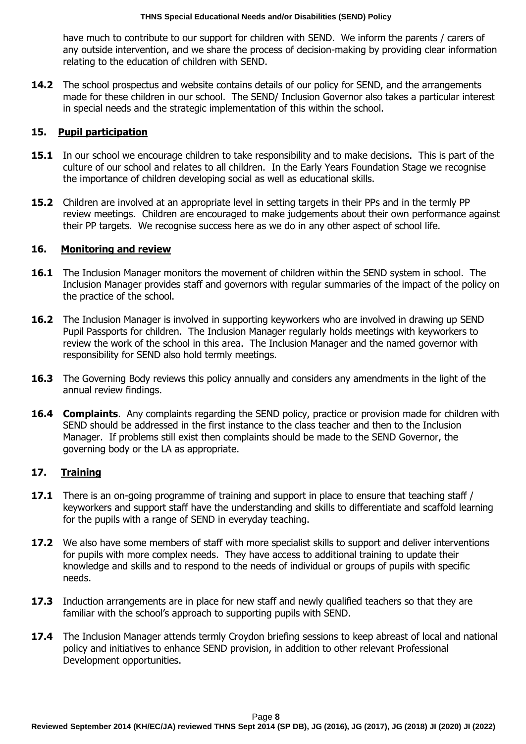have much to contribute to our support for children with SEND. We inform the parents / carers of any outside intervention, and we share the process of decision-making by providing clear information relating to the education of children with SEND.

**14.2** The school prospectus and website contains details of our policy for SEND, and the arrangements made for these children in our school. The SEND/ Inclusion Governor also takes a particular interest in special needs and the strategic implementation of this within the school.

## 15. Pupil participation

**15.1** In our school we encourage children to take responsibility and to make decisions. This is part of the culture of our school and relates to all children. In the Early Years Foundation Stage we recognise the importance of children developing social as well as educational skills.

**15.2** Children are involved at an appropriate level in setting targets in their PPs and in the termly PP review meetings. Children are encouraged to make judgements about their own performance against their PP targets. We recognise success here as we do in any other aspect of school life.

## 16. Monitoring and review

**16.1** The Inclusion Manager monitors the movement of children within the SEND system in school. The Inclusion Manager provides staff and governors with regular summaries of the impact of the policy on the practice of the school.

**16.2** The Inclusion Manager is involved in supporting keyworkers who are involved in drawing up SEND Pupil Passports for children. The Inclusion Manager regularly holds meetings with keyworkers to review the work of the school in this area. The Inclusion Manager and the named governor with responsibility for SEND also hold termly meetings.

**16.3** The Governing Body reviews this policy annually and considers any amendments in the light of the annual review findings.

**16.4** **Complaints**. Any complaints regarding the SEND policy, practice or provision made for children with SEND should be addressed in the first instance to the class teacher and then to the Inclusion Manager. If problems still exist then complaints should be made to the SEND Governor, the governing body or the LA as appropriate.

## 17. Training

**17.1** There is an on-going programme of training and support in place to ensure that teaching staff / keyworkers and support staff have the understanding and skills to differentiate and scaffold learning for the pupils with a range of SEND in everyday teaching.

**17.2** We also have some members of staff with more specialist skills to support and deliver interventions for pupils with more complex needs. They have access to additional training to update their knowledge and skills and to respond to the needs of individual or groups of pupils with specific needs.

**17.3** Induction arrangements are in place for new staff and newly qualified teachers so that they are familiar with the school's approach to supporting pupils with SEND.

**17.4** The Inclusion Manager attends termly Croydon briefing sessions to keep abreast of local and national policy and initiatives to enhance SEND provision, in addition to other relevant Professional Development opportunities.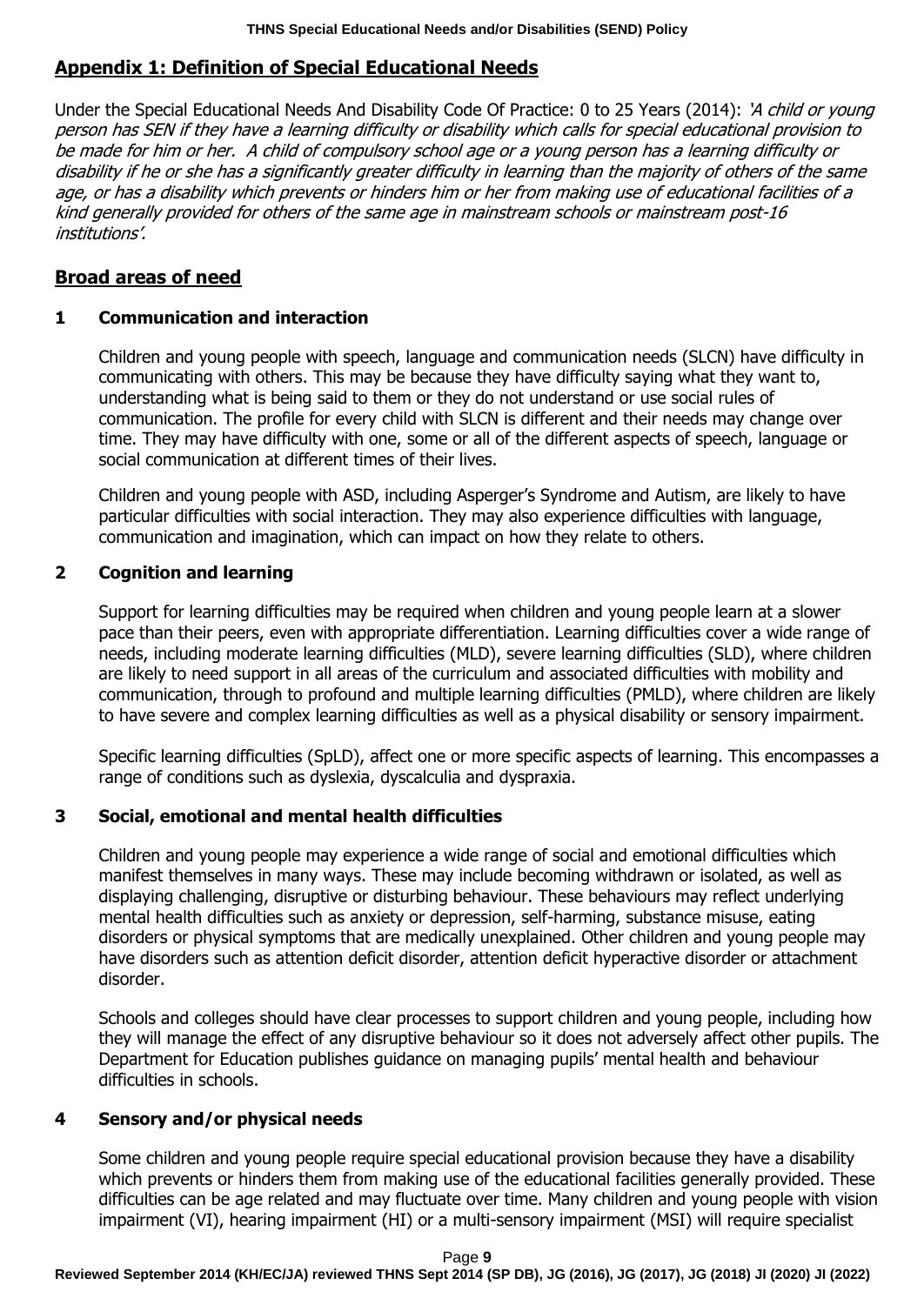## Appendix 1: Definition of Special Educational Needs

Under the Special Educational Needs And Disability Code Of Practice: 0 to 25 Years (2014): *'A child or young person has SEN if they have a learning difficulty or disability which calls for special educational provision to be made for him or her. A child of compulsory school age or a young person has a learning difficulty or disability if he or she has a significantly greater difficulty in learning than the majority of others of the same age, or has a disability which prevents or hinders him or her from making use of educational facilities of a kind generally provided for others of the same age in mainstream schools or mainstream post-16 institutions'.*

## Broad areas of need

### 1 Communication and interaction

Children and young people with speech, language and communication needs (SLCN) have difficulty in communicating with others. This may be because they have difficulty saying what they want to, understanding what is being said to them or they do not understand or use social rules of communication. The profile for every child with SLCN is different and their needs may change over time. They may have difficulty with one, some or all of the different aspects of speech, language or social communication at different times of their lives.

Children and young people with ASD, including Asperger's Syndrome and Autism, are likely to have particular difficulties with social interaction. They may also experience difficulties with language, communication and imagination, which can impact on how they relate to others.

### 2 Cognition and learning

Support for learning difficulties may be required when children and young people learn at a slower pace than their peers, even with appropriate differentiation. Learning difficulties cover a wide range of needs, including moderate learning difficulties (MLD), severe learning difficulties (SLD), where children are likely to need support in all areas of the curriculum and associated difficulties with mobility and communication, through to profound and multiple learning difficulties (PMLD), where children are likely to have severe and complex learning difficulties as well as a physical disability or sensory impairment.

Specific learning difficulties (SpLD), affect one or more specific aspects of learning. This encompasses a range of conditions such as dyslexia, dyscalculia and dyspraxia.

### 3 Social, emotional and mental health difficulties

Children and young people may experience a wide range of social and emotional difficulties which manifest themselves in many ways. These may include becoming withdrawn or isolated, as well as displaying challenging, disruptive or disturbing behaviour. These behaviours may reflect underlying mental health difficulties such as anxiety or depression, self-harming, substance misuse, eating disorders or physical symptoms that are medically unexplained. Other children and young people may have disorders such as attention deficit disorder, attention deficit hyperactive disorder or attachment disorder.

Schools and colleges should have clear processes to support children and young people, including how they will manage the effect of any disruptive behaviour so it does not adversely affect other pupils. The Department for Education publishes guidance on managing pupils' mental health and behaviour difficulties in schools.

### 4 Sensory and/or physical needs

Some children and young people require special educational provision because they have a disability which prevents or hinders them from making use of the educational facilities generally provided. These difficulties can be age related and may fluctuate over time. Many children and young people with vision impairment (VI), hearing impairment (HI) or a multi-sensory impairment (MSI) will require specialist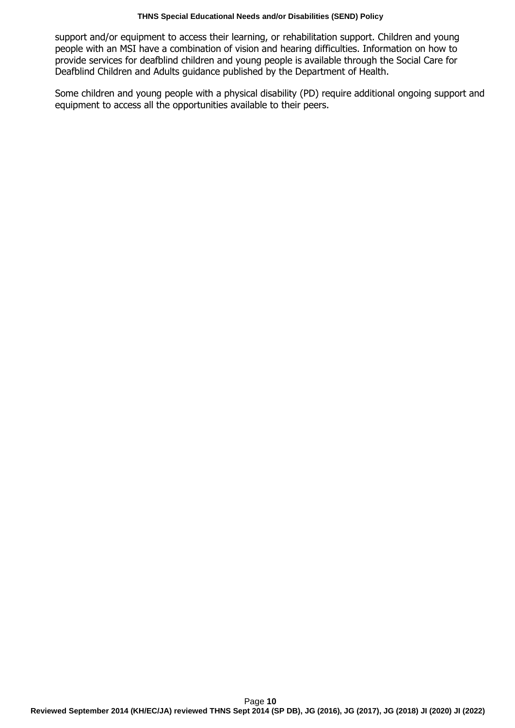support and/or equipment to access their learning, or rehabilitation support. Children and young people with an MSI have a combination of vision and hearing difficulties. Information on how to provide services for deafblind children and young people is available through the Social Care for Deafblind Children and Adults guidance published by the Department of Health.

Some children and young people with a physical disability (PD) require additional ongoing support and equipment to access all the opportunities available to their peers.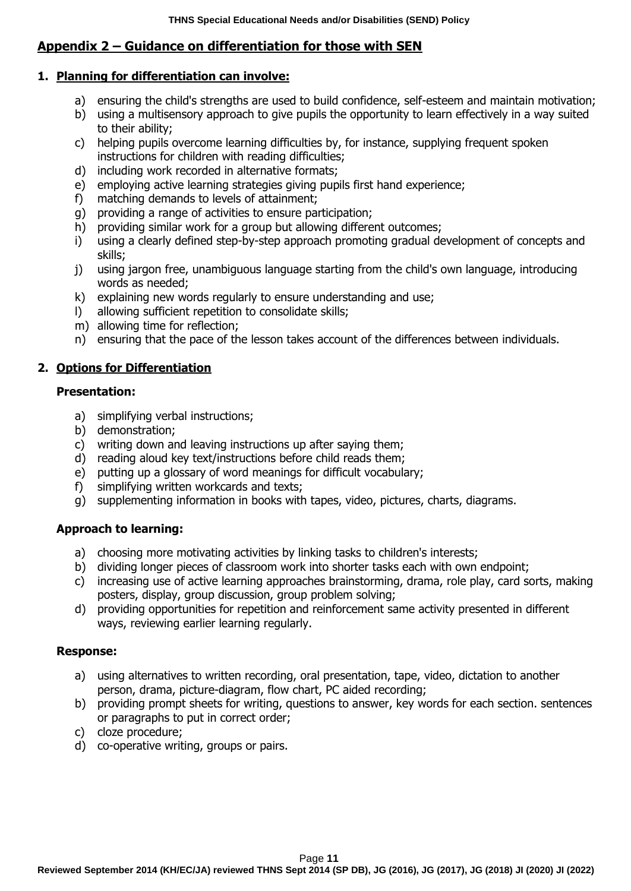## Appendix 2 – Guidance on differentiation for those with SEN

### 1. Planning for differentiation can involve:

a) ensuring the child's strengths are used to build confidence, self-esteem and maintain motivation;
b) using a multisensory approach to give pupils the opportunity to learn effectively in a way suited to their ability;
c) helping pupils overcome learning difficulties by, for instance, supplying frequent spoken instructions for children with reading difficulties;
d) including work recorded in alternative formats;
e) employing active learning strategies giving pupils first hand experience;
f) matching demands to levels of attainment;
g) providing a range of activities to ensure participation;
h) providing similar work for a group but allowing different outcomes;
i) using a clearly defined step-by-step approach promoting gradual development of concepts and skills;
j) using jargon free, unambiguous language starting from the child's own language, introducing words as needed;
k) explaining new words regularly to ensure understanding and use;
l) allowing sufficient repetition to consolidate skills;
m) allowing time for reflection;
n) ensuring that the pace of the lesson takes account of the differences between individuals.

### 2. Options for Differentiation

**Presentation:**

a) simplifying verbal instructions;
b) demonstration;
c) writing down and leaving instructions up after saying them;
d) reading aloud key text/instructions before child reads them;
e) putting up a glossary of word meanings for difficult vocabulary;
f) simplifying written workcards and texts;
g) supplementing information in books with tapes, video, pictures, charts, diagrams.

**Approach to learning:**

a) choosing more motivating activities by linking tasks to children's interests;
b) dividing longer pieces of classroom work into shorter tasks each with own endpoint;
c) increasing use of active learning approaches brainstorming, drama, role play, card sorts, making posters, display, group discussion, group problem solving;
d) providing opportunities for repetition and reinforcement same activity presented in different ways, reviewing earlier learning regularly.

**Response:**

a) using alternatives to written recording, oral presentation, tape, video, dictation to another person, drama, picture-diagram, flow chart, PC aided recording;
b) providing prompt sheets for writing, questions to answer, key words for each section. sentences or paragraphs to put in correct order;
c) cloze procedure;
d) co-operative writing, groups or pairs.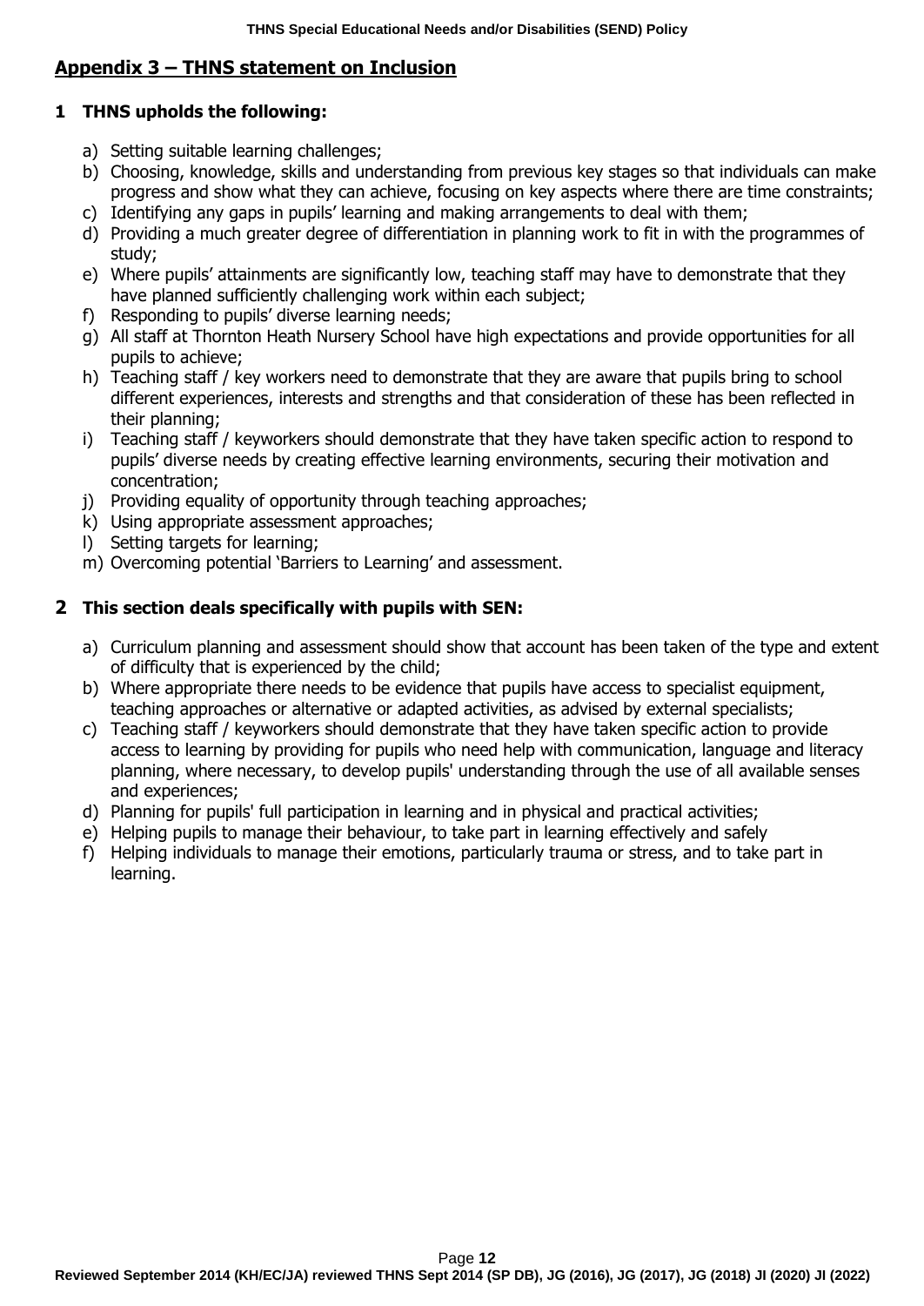## Appendix 3 – THNS statement on Inclusion

### 1 THNS upholds the following:

a) Setting suitable learning challenges;
b) Choosing, knowledge, skills and understanding from previous key stages so that individuals can make progress and show what they can achieve, focusing on key aspects where there are time constraints;
c) Identifying any gaps in pupils' learning and making arrangements to deal with them;
d) Providing a much greater degree of differentiation in planning work to fit in with the programmes of study;
e) Where pupils' attainments are significantly low, teaching staff may have to demonstrate that they have planned sufficiently challenging work within each subject;
f) Responding to pupils' diverse learning needs;
g) All staff at Thornton Heath Nursery School have high expectations and provide opportunities for all pupils to achieve;
h) Teaching staff / key workers need to demonstrate that they are aware that pupils bring to school different experiences, interests and strengths and that consideration of these has been reflected in their planning;
i) Teaching staff / keyworkers should demonstrate that they have taken specific action to respond to pupils' diverse needs by creating effective learning environments, securing their motivation and concentration;
j) Providing equality of opportunity through teaching approaches;
k) Using appropriate assessment approaches;
l) Setting targets for learning;
m) Overcoming potential 'Barriers to Learning' and assessment.

### 2 This section deals specifically with pupils with SEN:

a) Curriculum planning and assessment should show that account has been taken of the type and extent of difficulty that is experienced by the child;
b) Where appropriate there needs to be evidence that pupils have access to specialist equipment, teaching approaches or alternative or adapted activities, as advised by external specialists;
c) Teaching staff / keyworkers should demonstrate that they have taken specific action to provide access to learning by providing for pupils who need help with communication, language and literacy planning, where necessary, to develop pupils' understanding through the use of all available senses and experiences;
d) Planning for pupils' full participation in learning and in physical and practical activities;
e) Helping pupils to manage their behaviour, to take part in learning effectively and safely
f) Helping individuals to manage their emotions, particularly trauma or stress, and to take part in learning.